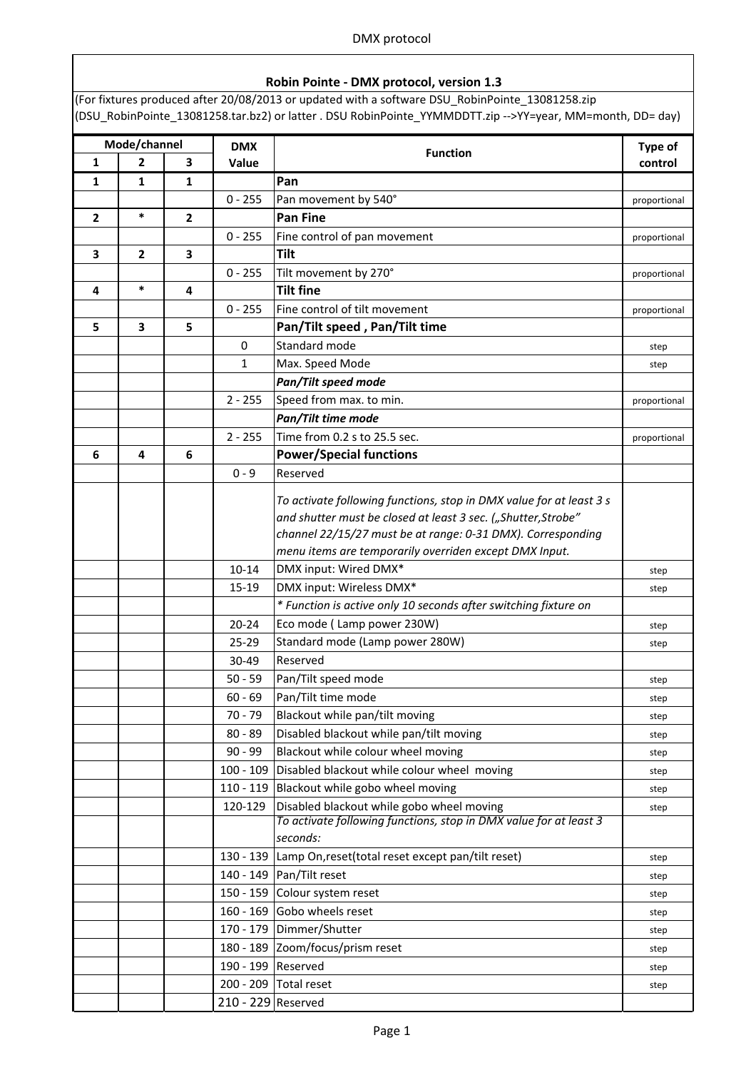**Robin Pointe - DMX protocol, version 1.3**

(For fixtures produced after 20/08/2013 or updated with a software DSU_RobinPointe_13081258.zip (DSU_RobinPointe_13081258.tar.bz2) or latter . DSU RobinPointe_YYMMDDTT.zip -->YY=year, MM=month, DD= day)

| Mode/channel | | | DMX Value | Function | Type of control |
|---|---|---|---|---|---|
| 1 | 2 | 3 | | | |
| **1** | **1** | **1** | | **Pan** | |
| | | | 0 - 255 | Pan movement by 540° | proportional |
| **2** | * | **2** | | **Pan Fine** | |
| | | | 0 - 255 | Fine control of pan movement | proportional |
| **3** | **2** | **3** | | **Tilt** | |
| | | | 0 - 255 | Tilt movement by 270° | proportional |
| **4** | * | **4** | | **Tilt fine** | |
| | | | 0 - 255 | Fine control of tilt movement | proportional |
| **5** | **3** | **5** | | **Pan/Tilt speed , Pan/Tilt time** | |
| | | | 0 | Standard mode | step |
| | | | 1 | Max. Speed Mode | step |
| | | | | ***Pan/Tilt speed mode*** | |
| | | | 2 - 255 | Speed from max. to min. | proportional |
| | | | | ***Pan/Tilt time mode*** | |
| | | | 2 - 255 | Time from 0.2 s to 25.5 sec. | proportional |
| **6** | **4** | **6** | | **Power/Special functions** | |
| | | | 0 - 9 | Reserved | |
| | | | | *To activate following functions, stop in DMX value for at least 3 s and shutter must be closed at least 3 sec. („Shutter,Strobe" channel 22/15/27 must be at range: 0-31 DMX). Corresponding menu items are temporarily overriden except DMX Input.* | |
| | | | 10-14 | DMX input: Wired DMX* | step |
| | | | 15-19 | DMX input: Wireless DMX* | step |
| | | | | *\* Function is active only 10 seconds after switching fixture on* | |
| | | | 20-24 | Eco mode ( Lamp power 230W) | step |
| | | | 25-29 | Standard mode (Lamp power 280W) | step |
| | | | 30-49 | Reserved | |
| | | | 50 - 59 | Pan/Tilt speed mode | step |
| | | | 60 - 69 | Pan/Tilt time mode | step |
| | | | 70 - 79 | Blackout while pan/tilt moving | step |
| | | | 80 - 89 | Disabled blackout while pan/tilt moving | step |
| | | | 90 - 99 | Blackout while colour wheel moving | step |
| | | | 100 - 109 | Disabled blackout while colour wheel moving | step |
| | | | 110 - 119 | Blackout while gobo wheel moving | step |
| | | | 120-129 | Disabled blackout while gobo wheel moving | step |
| | | | | *To activate following functions, stop in DMX value for at least 3 seconds:* | |
| | | | 130 - 139 | Lamp On,reset(total reset except pan/tilt reset) | step |
| | | | 140 - 149 | Pan/Tilt reset | step |
| | | | 150 - 159 | Colour system reset | step |
| | | | 160 - 169 | Gobo wheels reset | step |
| | | | 170 - 179 | Dimmer/Shutter | step |
| | | | 180 - 189 | Zoom/focus/prism reset | step |
| | | | 190 - 199 | Reserved | step |
| | | | 200 - 209 | Total reset | step |
| | | | 210 - 229 | Reserved | |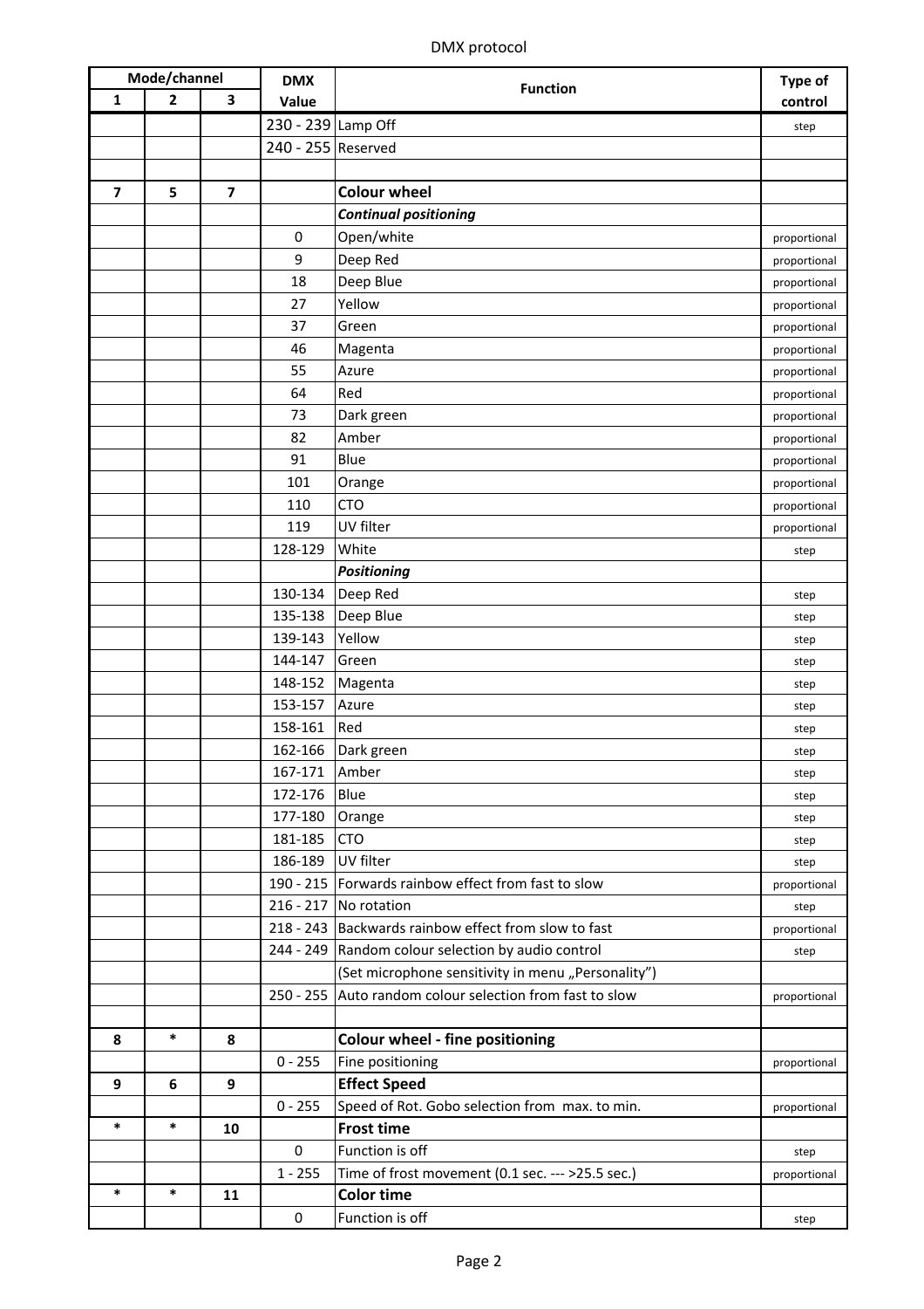DMX protocol

| Mode/channel | | | DMX | Function | Type of |
|---|---|---|---|---|---|
| 1 | 2 | 3 | Value | | control |
| | | | 230 - 239 | Lamp Off | step |
| | | | 240 - 255 | Reserved | |
| | | | | | |
| 7 | 5 | 7 | | **Colour wheel** | |
| | | | | ***Continual positioning*** | |
| | | | 0 | Open/white | proportional |
| | | | 9 | Deep Red | proportional |
| | | | 18 | Deep Blue | proportional |
| | | | 27 | Yellow | proportional |
| | | | 37 | Green | proportional |
| | | | 46 | Magenta | proportional |
| | | | 55 | Azure | proportional |
| | | | 64 | Red | proportional |
| | | | 73 | Dark green | proportional |
| | | | 82 | Amber | proportional |
| | | | 91 | Blue | proportional |
| | | | 101 | Orange | proportional |
| | | | 110 | CTO | proportional |
| | | | 119 | UV filter | proportional |
| | | | 128-129 | White | step |
| | | | | ***Positioning*** | |
| | | | 130-134 | Deep Red | step |
| | | | 135-138 | Deep Blue | step |
| | | | 139-143 | Yellow | step |
| | | | 144-147 | Green | step |
| | | | 148-152 | Magenta | step |
| | | | 153-157 | Azure | step |
| | | | 158-161 | Red | step |
| | | | 162-166 | Dark green | step |
| | | | 167-171 | Amber | step |
| | | | 172-176 | Blue | step |
| | | | 177-180 | Orange | step |
| | | | 181-185 | CTO | step |
| | | | 186-189 | UV filter | step |
| | | | 190 - 215 | Forwards rainbow effect from fast to slow | proportional |
| | | | 216 - 217 | No rotation | step |
| | | | 218 - 243 | Backwards rainbow effect from slow to fast | proportional |
| | | | 244 - 249 | Random colour selection by audio control | step |
| | | | | (Set microphone sensitivity in menu „Personality”) | |
| | | | 250 - 255 | Auto random colour selection from fast to slow | proportional |
| | | | | | |
| 8 | * | 8 | | **Colour wheel - fine positioning** | |
| | | | 0 - 255 | Fine positioning | proportional |
| 9 | 6 | 9 | | **Effect Speed** | |
| | | | 0 - 255 | Speed of Rot. Gobo selection from max. to min. | proportional |
| * | * | 10 | | **Frost time** | |
| | | | 0 | Function is off | step |
| | | | 1 - 255 | Time of frost movement (0.1 sec. --- >25.5 sec.) | proportional |
| * | * | 11 | | **Color time** | |
| | | | 0 | Function is off | step |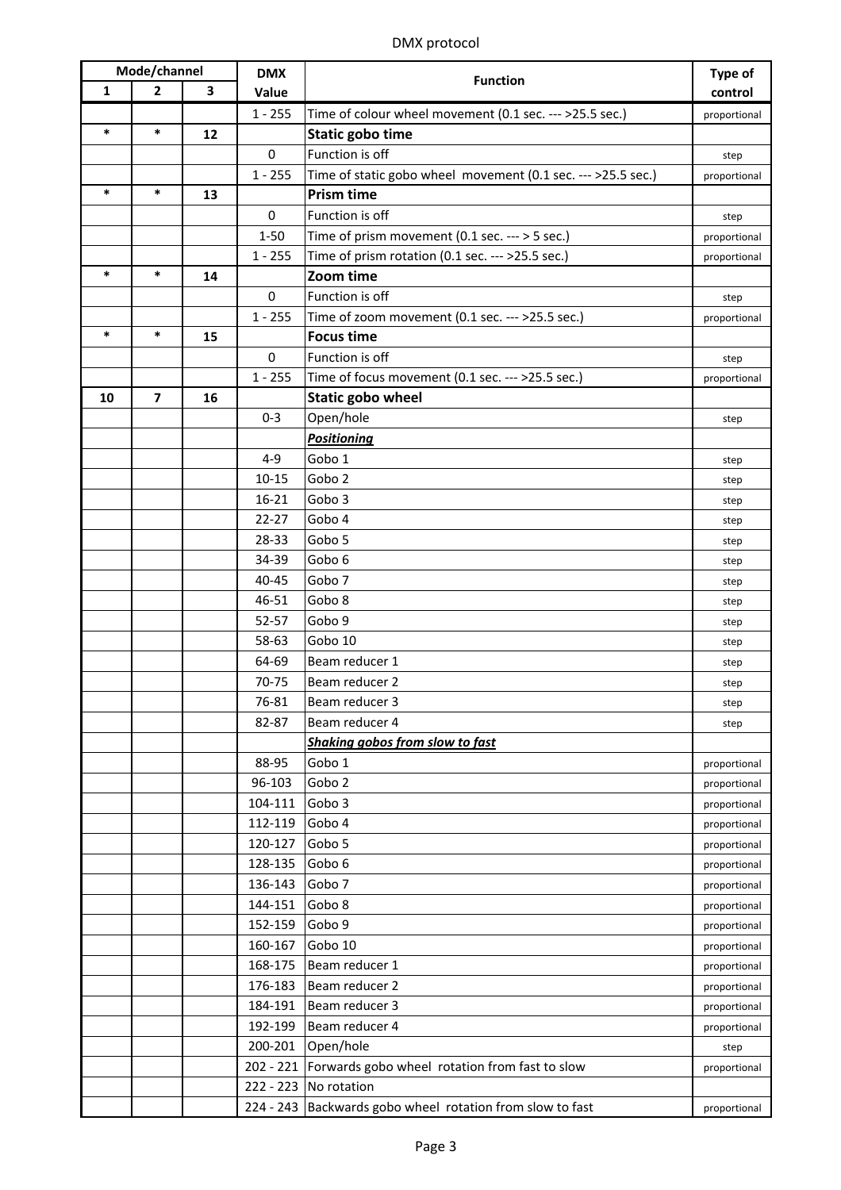DMX protocol

| Mode/channel | | | DMX | Function | Type of |
|---|---|---|---|---|---|
| 1 | 2 | 3 | Value | | control |
| | | | 1 - 255 | Time of colour wheel movement (0.1 sec. --- >25.5 sec.) | proportional |
| * | * | 12 | | **Static gobo time** | |
| | | | 0 | Function is off | step |
| | | | 1 - 255 | Time of static gobo wheel movement (0.1 sec. --- >25.5 sec.) | proportional |
| * | * | 13 | | **Prism time** | |
| | | | 0 | Function is off | step |
| | | | 1-50 | Time of prism movement (0.1 sec. --- > 5 sec.) | proportional |
| | | | 1 - 255 | Time of prism rotation (0.1 sec. --- >25.5 sec.) | proportional |
| * | * | 14 | | **Zoom time** | |
| | | | 0 | Function is off | step |
| | | | 1 - 255 | Time of zoom movement (0.1 sec. --- >25.5 sec.) | proportional |
| * | * | 15 | | **Focus time** | |
| | | | 0 | Function is off | step |
| | | | 1 - 255 | Time of focus movement (0.1 sec. --- >25.5 sec.) | proportional |
| 10 | 7 | 16 | | **Static gobo wheel** | |
| | | | 0-3 | Open/hole | step |
| | | | | ***Positioning*** | |
| | | | 4-9 | Gobo 1 | step |
| | | | 10-15 | Gobo 2 | step |
| | | | 16-21 | Gobo 3 | step |
| | | | 22-27 | Gobo 4 | step |
| | | | 28-33 | Gobo 5 | step |
| | | | 34-39 | Gobo 6 | step |
| | | | 40-45 | Gobo 7 | step |
| | | | 46-51 | Gobo 8 | step |
| | | | 52-57 | Gobo 9 | step |
| | | | 58-63 | Gobo 10 | step |
| | | | 64-69 | Beam reducer 1 | step |
| | | | 70-75 | Beam reducer 2 | step |
| | | | 76-81 | Beam reducer 3 | step |
| | | | 82-87 | Beam reducer 4 | step |
| | | | | ***Shaking gobos from slow to fast*** | |
| | | | 88-95 | Gobo 1 | proportional |
| | | | 96-103 | Gobo 2 | proportional |
| | | | 104-111 | Gobo 3 | proportional |
| | | | 112-119 | Gobo 4 | proportional |
| | | | 120-127 | Gobo 5 | proportional |
| | | | 128-135 | Gobo 6 | proportional |
| | | | 136-143 | Gobo 7 | proportional |
| | | | 144-151 | Gobo 8 | proportional |
| | | | 152-159 | Gobo 9 | proportional |
| | | | 160-167 | Gobo 10 | proportional |
| | | | 168-175 | Beam reducer 1 | proportional |
| | | | 176-183 | Beam reducer 2 | proportional |
| | | | 184-191 | Beam reducer 3 | proportional |
| | | | 192-199 | Beam reducer 4 | proportional |
| | | | 200-201 | Open/hole | step |
| | | | 202 - 221 | Forwards gobo wheel rotation from fast to slow | proportional |
| | | | 222 - 223 | No rotation | |
| | | | 224 - 243 | Backwards gobo wheel rotation from slow to fast | proportional |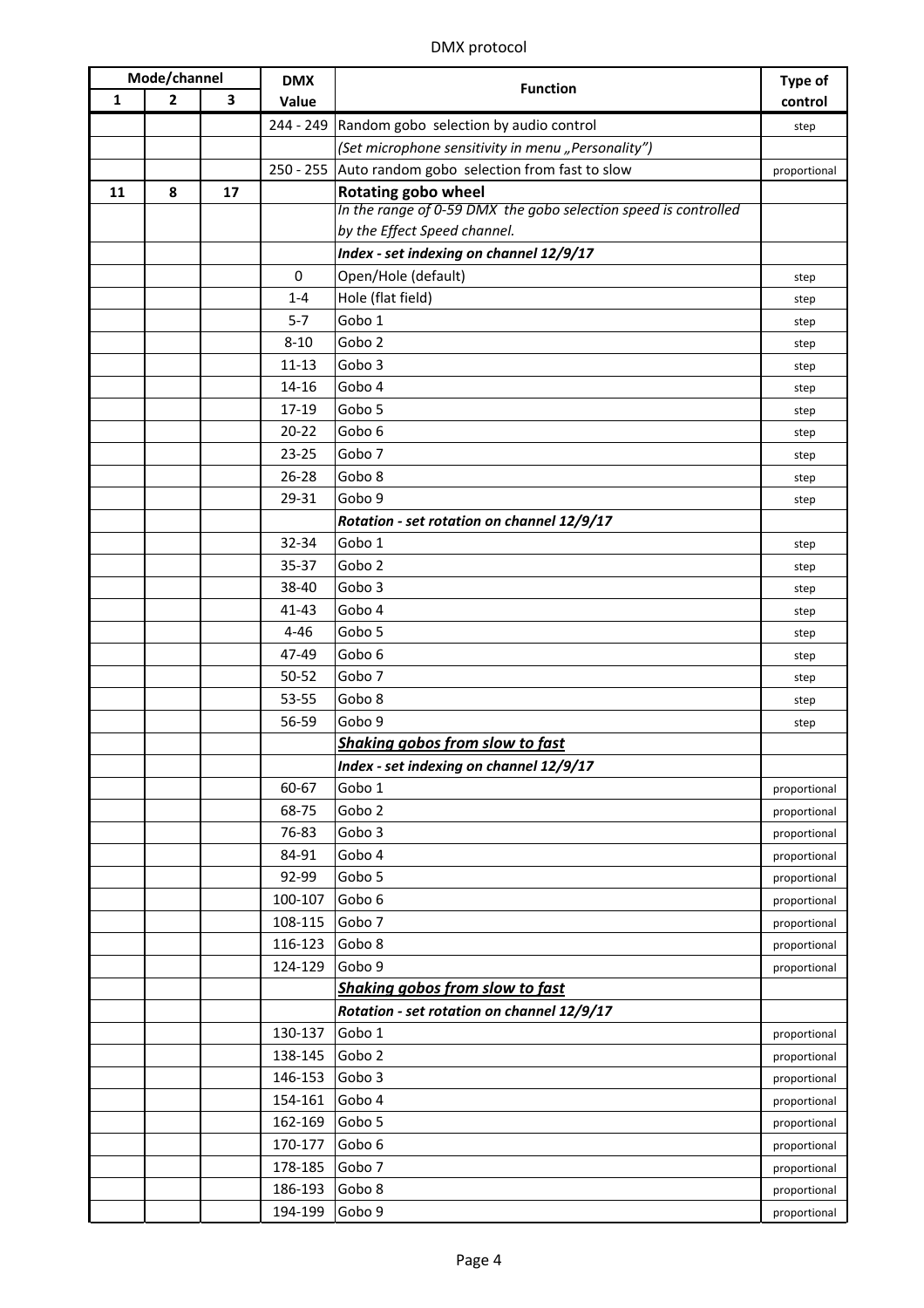# DMX protocol

| Mode/channel | | | DMX | Function | Type of |
|---|---|---|---|---|---|
| 1 | 2 | 3 | Value | | control |
| | | | 244 - 249 | Random gobo selection by audio control | step |
| | | | | *(Set microphone sensitivity in menu „Personality")* | |
| | | | 250 - 255 | Auto random gobo selection from fast to slow | proportional |
| 11 | 8 | 17 | | **Rotating gobo wheel** | |
| | | | | *In the range of 0-59 DMX the gobo selection speed is controlled* | |
| | | | | *by the Effect Speed channel.* | |
| | | | | ***Index - set indexing on channel 12/9/17*** | |
| | | | 0 | Open/Hole (default) | step |
| | | | 1-4 | Hole (flat field) | step |
| | | | 5-7 | Gobo 1 | step |
| | | | 8-10 | Gobo 2 | step |
| | | | 11-13 | Gobo 3 | step |
| | | | 14-16 | Gobo 4 | step |
| | | | 17-19 | Gobo 5 | step |
| | | | 20-22 | Gobo 6 | step |
| | | | 23-25 | Gobo 7 | step |
| | | | 26-28 | Gobo 8 | step |
| | | | 29-31 | Gobo 9 | step |
| | | | | ***Rotation - set rotation on channel 12/9/17*** | |
| | | | 32-34 | Gobo 1 | step |
| | | | 35-37 | Gobo 2 | step |
| | | | 38-40 | Gobo 3 | step |
| | | | 41-43 | Gobo 4 | step |
| | | | 4-46 | Gobo 5 | step |
| | | | 47-49 | Gobo 6 | step |
| | | | 50-52 | Gobo 7 | step |
| | | | 53-55 | Gobo 8 | step |
| | | | 56-59 | Gobo 9 | step |
| | | | | ***<u>Shaking gobos from slow to fast</u>*** | |
| | | | | ***Index - set indexing on channel 12/9/17*** | |
| | | | 60-67 | Gobo 1 | proportional |
| | | | 68-75 | Gobo 2 | proportional |
| | | | 76-83 | Gobo 3 | proportional |
| | | | 84-91 | Gobo 4 | proportional |
| | | | 92-99 | Gobo 5 | proportional |
| | | | 100-107 | Gobo 6 | proportional |
| | | | 108-115 | Gobo 7 | proportional |
| | | | 116-123 | Gobo 8 | proportional |
| | | | 124-129 | Gobo 9 | proportional |
| | | | | ***<u>Shaking gobos from slow to fast</u>*** | |
| | | | | ***Rotation - set rotation on channel 12/9/17*** | |
| | | | 130-137 | Gobo 1 | proportional |
| | | | 138-145 | Gobo 2 | proportional |
| | | | 146-153 | Gobo 3 | proportional |
| | | | 154-161 | Gobo 4 | proportional |
| | | | 162-169 | Gobo 5 | proportional |
| | | | 170-177 | Gobo 6 | proportional |
| | | | 178-185 | Gobo 7 | proportional |
| | | | 186-193 | Gobo 8 | proportional |
| | | | 194-199 | Gobo 9 | proportional |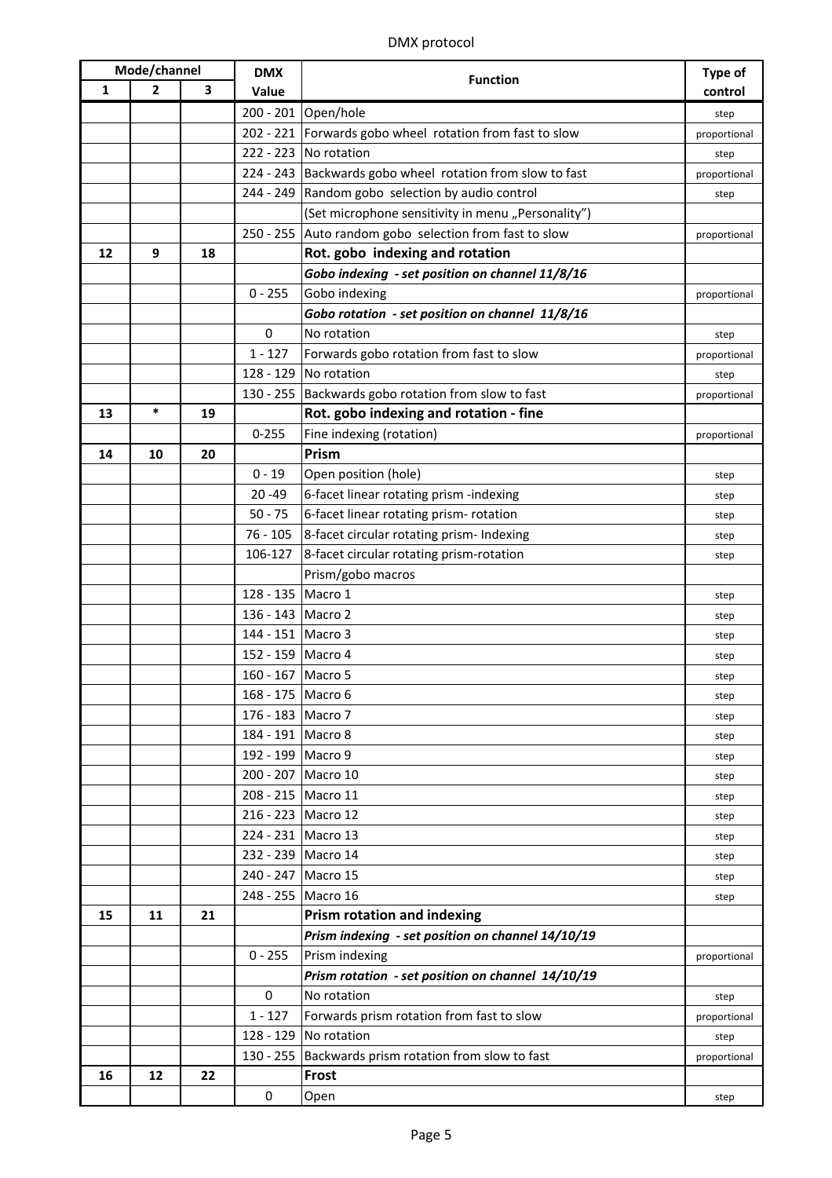DMX protocol

| Mode/channel | | | DMX | Function | Type of |
|---|---|---|---|---|---|
| 1 | 2 | 3 | Value | | control |
| | | | 200 - 201 | Open/hole | step |
| | | | 202 - 221 | Forwards gobo wheel rotation from fast to slow | proportional |
| | | | 222 - 223 | No rotation | step |
| | | | 224 - 243 | Backwards gobo wheel rotation from slow to fast | proportional |
| | | | 244 - 249 | Random gobo selection by audio control | step |
| | | | | (Set microphone sensitivity in menu „Personality”) | |
| | | | 250 - 255 | Auto random gobo selection from fast to slow | proportional |
| **12** | **9** | **18** | | **Rot. gobo indexing and rotation** | |
| | | | | ***Gobo indexing - set position on channel 11/8/16*** | |
| | | | 0 - 255 | Gobo indexing | proportional |
| | | | | ***Gobo rotation - set position on channel 11/8/16*** | |
| | | | 0 | No rotation | step |
| | | | 1 - 127 | Forwards gobo rotation from fast to slow | proportional |
| | | | 128 - 129 | No rotation | step |
| | | | 130 - 255 | Backwards gobo rotation from slow to fast | proportional |
| **13** | **\*** | **19** | | **Rot. gobo indexing and rotation - fine** | |
| | | | 0-255 | Fine indexing (rotation) | proportional |
| **14** | **10** | **20** | | **Prism** | |
| | | | 0 - 19 | Open position (hole) | step |
| | | | 20 -49 | 6-facet linear rotating prism -indexing | step |
| | | | 50 - 75 | 6-facet linear rotating prism- rotation | step |
| | | | 76 - 105 | 8-facet circular rotating prism- Indexing | step |
| | | | 106-127 | 8-facet circular rotating prism-rotation | step |
| | | | | Prism/gobo macros | |
| | | | 128 - 135 | Macro 1 | step |
| | | | 136 - 143 | Macro 2 | step |
| | | | 144 - 151 | Macro 3 | step |
| | | | 152 - 159 | Macro 4 | step |
| | | | 160 - 167 | Macro 5 | step |
| | | | 168 - 175 | Macro 6 | step |
| | | | 176 - 183 | Macro 7 | step |
| | | | 184 - 191 | Macro 8 | step |
| | | | 192 - 199 | Macro 9 | step |
| | | | 200 - 207 | Macro 10 | step |
| | | | 208 - 215 | Macro 11 | step |
| | | | 216 - 223 | Macro 12 | step |
| | | | 224 - 231 | Macro 13 | step |
| | | | 232 - 239 | Macro 14 | step |
| | | | 240 - 247 | Macro 15 | step |
| | | | 248 - 255 | Macro 16 | step |
| **15** | **11** | **21** | | **Prism rotation and indexing** | |
| | | | | ***Prism indexing - set position on channel 14/10/19*** | |
| | | | 0 - 255 | Prism indexing | proportional |
| | | | | ***Prism rotation - set position on channel 14/10/19*** | |
| | | | 0 | No rotation | step |
| | | | 1 - 127 | Forwards prism rotation from fast to slow | proportional |
| | | | 128 - 129 | No rotation | step |
| | | | 130 - 255 | Backwards prism rotation from slow to fast | proportional |
| **16** | **12** | **22** | | **Frost** | |
| | | | 0 | Open | step |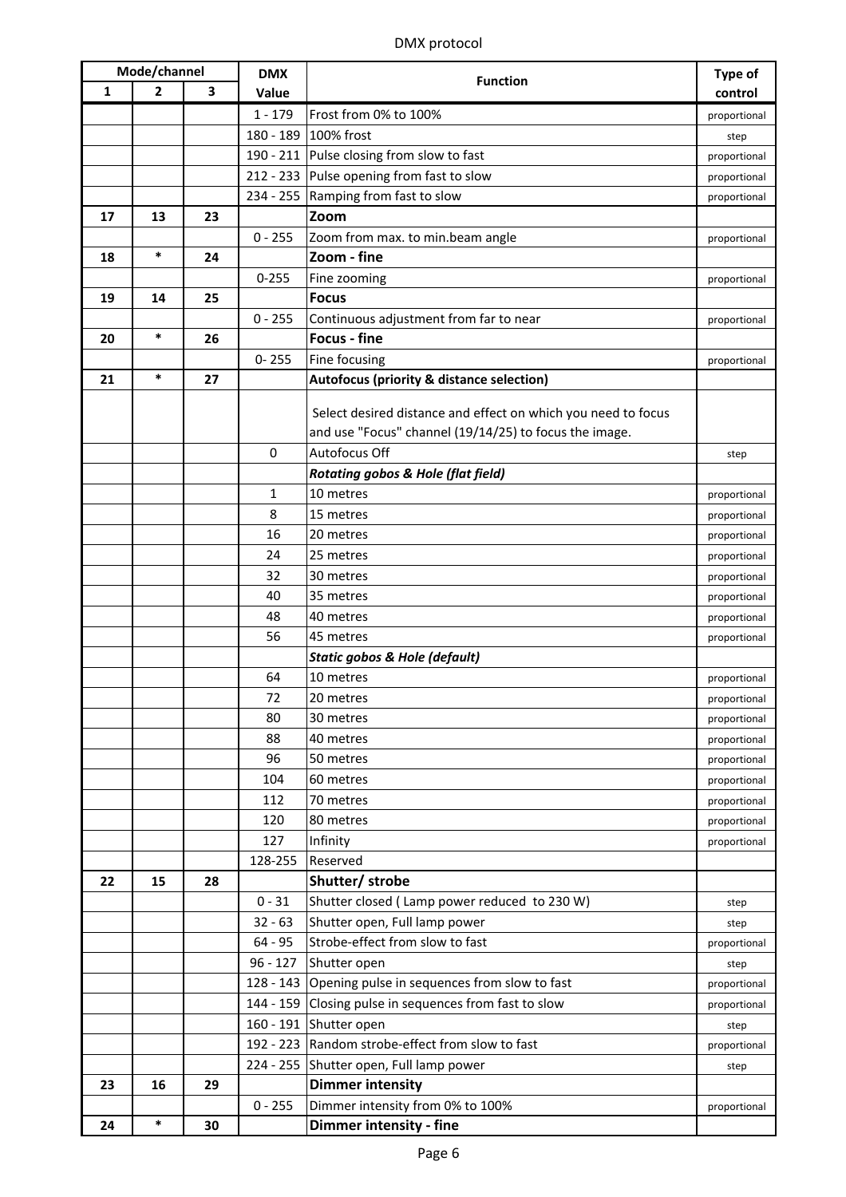DMX protocol

| Mode/channel | | | DMX | Function | Type of |
|---|---|---|---|---|---|
| 1 | 2 | 3 | Value | | control |
| | | | 1 - 179 | Frost from 0% to 100% | proportional |
| | | | 180 - 189 | 100% frost | step |
| | | | 190 - 211 | Pulse closing from slow to fast | proportional |
| | | | 212 - 233 | Pulse opening from fast to slow | proportional |
| | | | 234 - 255 | Ramping from fast to slow | proportional |
| **17** | **13** | **23** | | **Zoom** | |
| | | | 0 - 255 | Zoom from max. to min.beam angle | proportional |
| **18** | * | **24** | | **Zoom - fine** | |
| | | | 0-255 | Fine zooming | proportional |
| **19** | **14** | **25** | | **Focus** | |
| | | | 0 - 255 | Continuous adjustment from far to near | proportional |
| **20** | * | **26** | | **Focus - fine** | |
| | | | 0- 255 | Fine focusing | proportional |
| **21** | * | **27** | | **Autofocus (priority & distance selection)** | |
| | | | | Select desired distance and effect on which you need to focus and use "Focus" channel (19/14/25) to focus the image. | |
| | | | 0 | Autofocus Off | step |
| | | | | ***Rotating gobos & Hole (flat field)*** | |
| | | | 1 | 10 metres | proportional |
| | | | 8 | 15 metres | proportional |
| | | | 16 | 20 metres | proportional |
| | | | 24 | 25 metres | proportional |
| | | | 32 | 30 metres | proportional |
| | | | 40 | 35 metres | proportional |
| | | | 48 | 40 metres | proportional |
| | | | 56 | 45 metres | proportional |
| | | | | ***Static gobos & Hole (default)*** | |
| | | | 64 | 10 metres | proportional |
| | | | 72 | 20 metres | proportional |
| | | | 80 | 30 metres | proportional |
| | | | 88 | 40 metres | proportional |
| | | | 96 | 50 metres | proportional |
| | | | 104 | 60 metres | proportional |
| | | | 112 | 70 metres | proportional |
| | | | 120 | 80 metres | proportional |
| | | | 127 | Infinity | proportional |
| | | | 128-255 | Reserved | |
| **22** | **15** | **28** | | **Shutter/ strobe** | |
| | | | 0 - 31 | Shutter closed ( Lamp power reduced to 230 W) | step |
| | | | 32 - 63 | Shutter open, Full lamp power | step |
| | | | 64 - 95 | Strobe-effect from slow to fast | proportional |
| | | | 96 - 127 | Shutter open | step |
| | | | 128 - 143 | Opening pulse in sequences from slow to fast | proportional |
| | | | 144 - 159 | Closing pulse in sequences from fast to slow | proportional |
| | | | 160 - 191 | Shutter open | step |
| | | | 192 - 223 | Random strobe-effect from slow to fast | proportional |
| | | | 224 - 255 | Shutter open, Full lamp power | step |
| **23** | **16** | **29** | | **Dimmer intensity** | |
| | | | 0 - 255 | Dimmer intensity from 0% to 100% | proportional |
| **24** | * | **30** | | **Dimmer intensity - fine** | |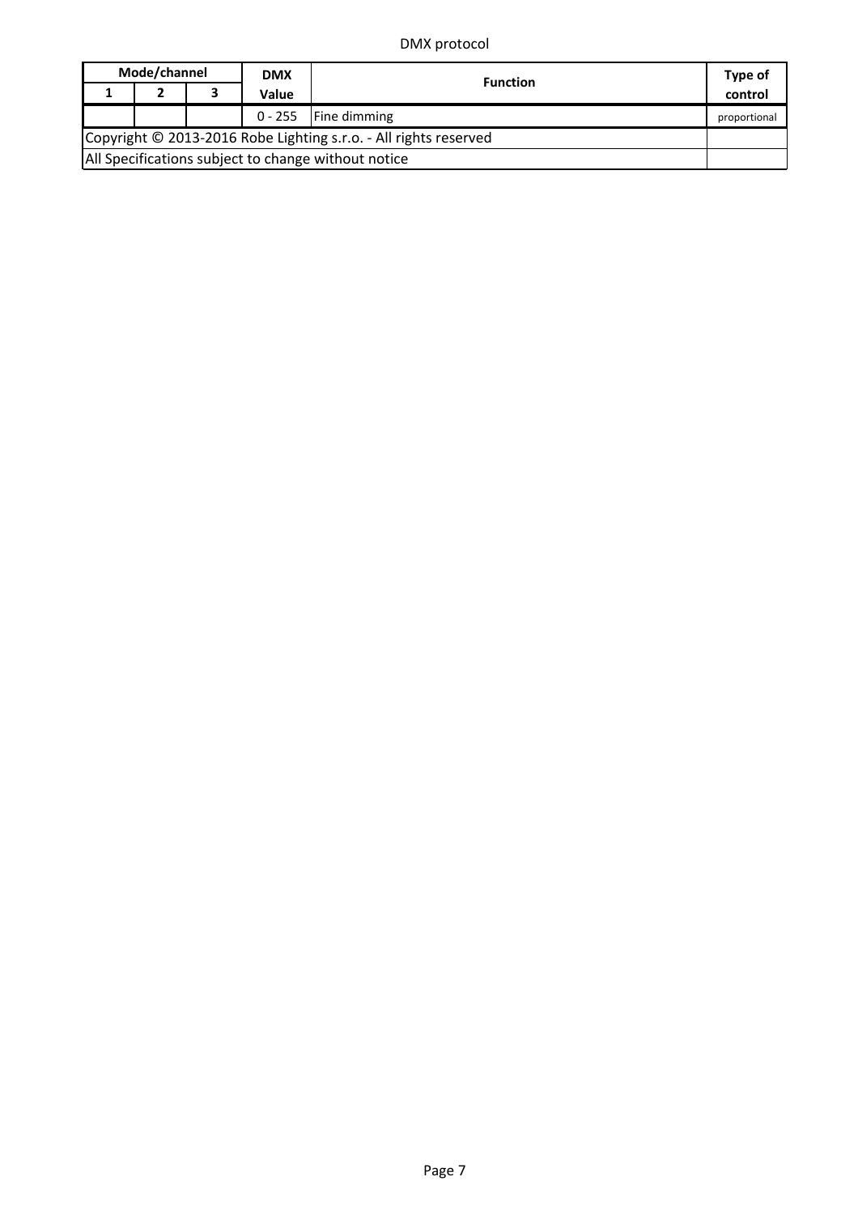DMX protocol

| Mode/channel | | | DMX | Function | Type of |
|---|---|---|---|---|---|
| 1 | 2 | 3 | Value | | control |
| | | | 0 - 255 | Fine dimming | proportional |
| Copyright © 2013-2016 Robe Lighting s.r.o. - All rights reserved | | | | | |
| All Specifications subject to change without notice | | | | | |